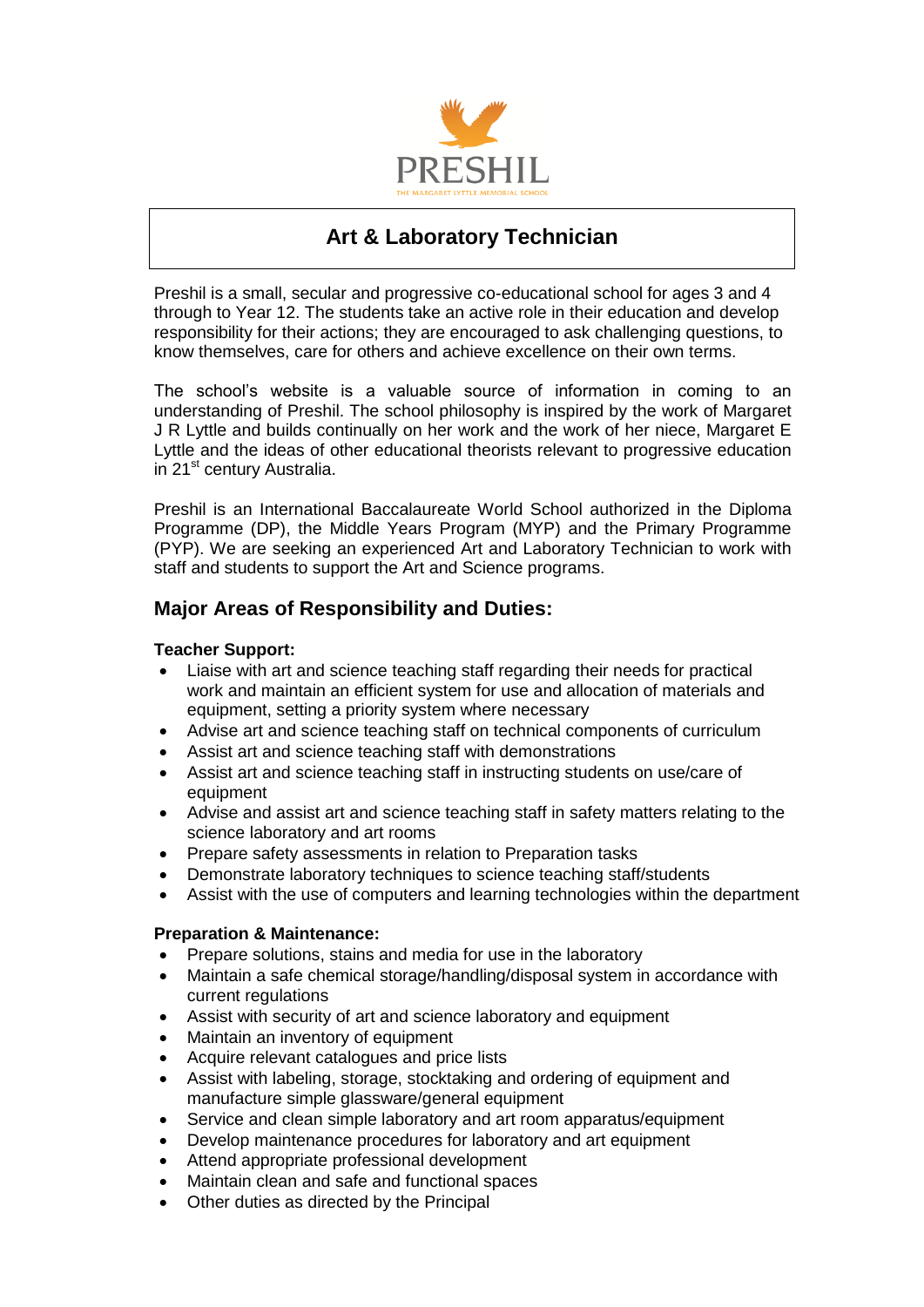PRESHIL

THE MARGARET LYTTLE MEMORIAL SCHOOL

# Art & Laboratory Technician

Preshil is a small, secular and progressive co-educational school for ages 3 and 4 through to Year 12. The students take an active role in their education and develop responsibility for their actions; they are encouraged to ask challenging questions, to know themselves, care for others and achieve excellence on their own terms.

The school's website is a valuable source of information in coming to an understanding of Preshil. The school philosophy is inspired by the work of Margaret J R Lyttle and builds continually on her work and the work of her niece, Margaret E Lyttle and the ideas of other educational theorists relevant to progressive education in 21st century Australia.

Preshil is an International Baccalaureate World School authorized in the Diploma Programme (DP), the Middle Years Program (MYP) and the Primary Programme (PYP). We are seeking an experienced Art and Laboratory Technician to work with staff and students to support the Art and Science programs.

## Major Areas of Responsibility and Duties:

**Teacher Support:**

- Liaise with art and science teaching staff regarding their needs for practical work and maintain an efficient system for use and allocation of materials and equipment, setting a priority system where necessary
- Advise art and science teaching staff on technical components of curriculum
- Assist art and science teaching staff with demonstrations
- Assist art and science teaching staff in instructing students on use/care of equipment
- Advise and assist art and science teaching staff in safety matters relating to the science laboratory and art rooms
- Prepare safety assessments in relation to Preparation tasks
- Demonstrate laboratory techniques to science teaching staff/students
- Assist with the use of computers and learning technologies within the department

**Preparation & Maintenance:**

- Prepare solutions, stains and media for use in the laboratory
- Maintain a safe chemical storage/handling/disposal system in accordance with current regulations
- Assist with security of art and science laboratory and equipment
- Maintain an inventory of equipment
- Acquire relevant catalogues and price lists
- Assist with labeling, storage, stocktaking and ordering of equipment and manufacture simple glassware/general equipment
- Service and clean simple laboratory and art room apparatus/equipment
- Develop maintenance procedures for laboratory and art equipment
- Attend appropriate professional development
- Maintain clean and safe and functional spaces
- Other duties as directed by the Principal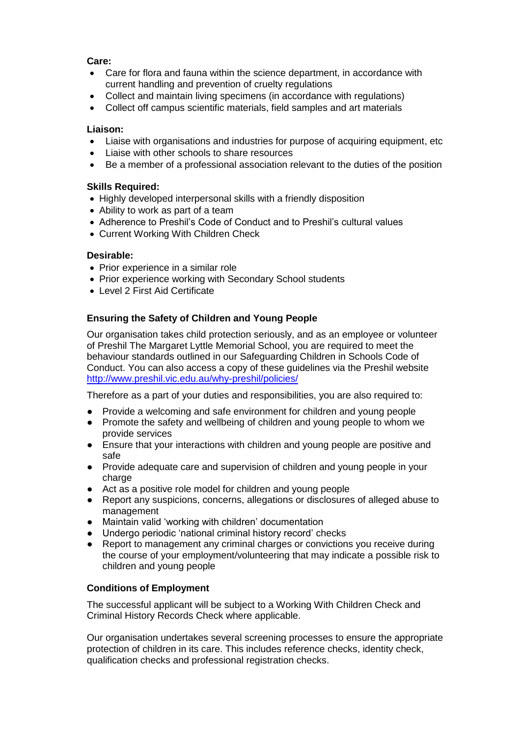**Care:**

- Care for flora and fauna within the science department, in accordance with current handling and prevention of cruelty regulations
- Collect and maintain living specimens (in accordance with regulations)
- Collect off campus scientific materials, field samples and art materials

**Liaison:**

- Liaise with organisations and industries for purpose of acquiring equipment, etc
- Liaise with other schools to share resources
- Be a member of a professional association relevant to the duties of the position

**Skills Required:**

- Highly developed interpersonal skills with a friendly disposition
- Ability to work as part of a team
- Adherence to Preshil's Code of Conduct and to Preshil's cultural values
- Current Working With Children Check

**Desirable:**

- Prior experience in a similar role
- Prior experience working with Secondary School students
- Level 2 First Aid Certificate

**Ensuring the Safety of Children and Young People**

Our organisation takes child protection seriously, and as an employee or volunteer of Preshil The Margaret Lyttle Memorial School, you are required to meet the behaviour standards outlined in our Safeguarding Children in Schools Code of Conduct. You can also access a copy of these guidelines via the Preshil website http://www.preshil.vic.edu.au/why-preshil/policies/

Therefore as a part of your duties and responsibilities, you are also required to:

- Provide a welcoming and safe environment for children and young people
- Promote the safety and wellbeing of children and young people to whom we provide services
- Ensure that your interactions with children and young people are positive and safe
- Provide adequate care and supervision of children and young people in your charge
- Act as a positive role model for children and young people
- Report any suspicions, concerns, allegations or disclosures of alleged abuse to management
- Maintain valid 'working with children' documentation
- Undergo periodic 'national criminal history record' checks
- Report to management any criminal charges or convictions you receive during the course of your employment/volunteering that may indicate a possible risk to children and young people

**Conditions of Employment**

The successful applicant will be subject to a Working With Children Check and Criminal History Records Check where applicable.

Our organisation undertakes several screening processes to ensure the appropriate protection of children in its care. This includes reference checks, identity check, qualification checks and professional registration checks.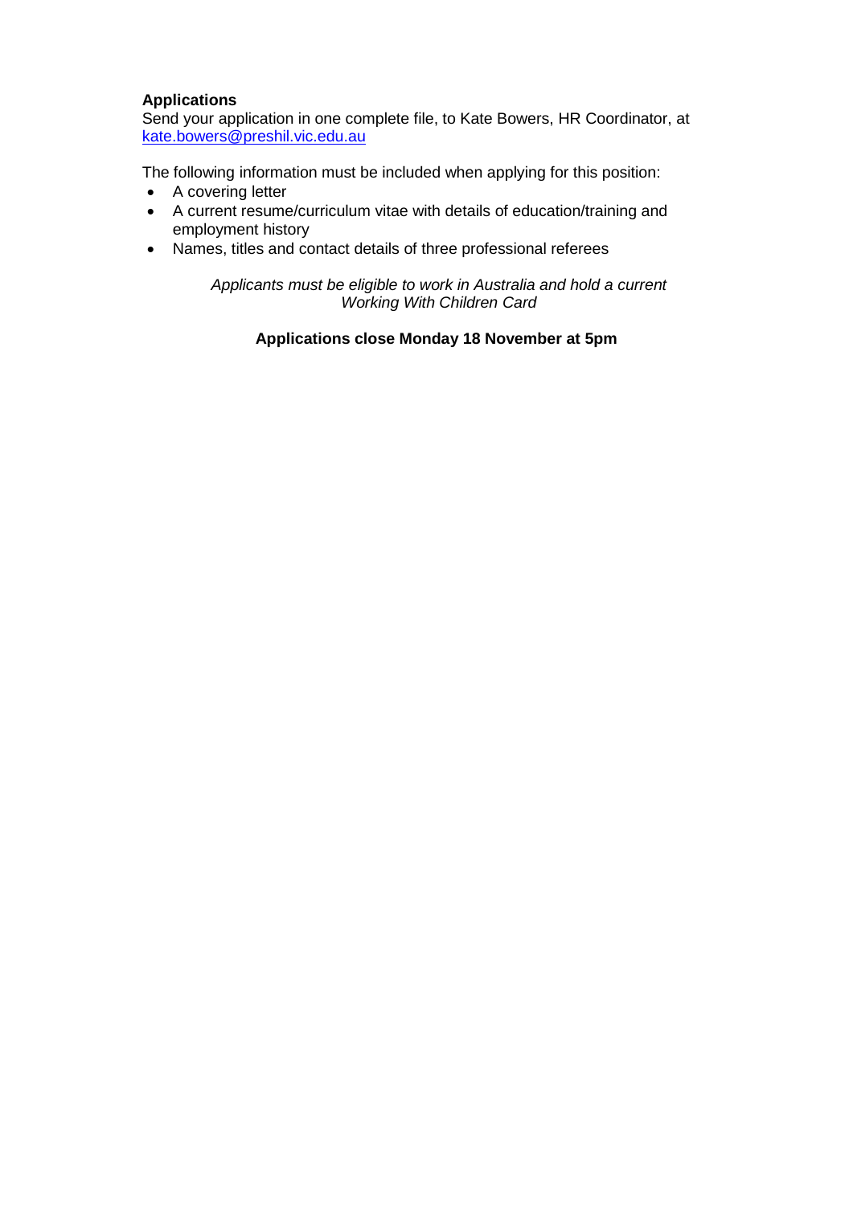**Applications**

Send your application in one complete file, to Kate Bowers, HR Coordinator, at kate.bowers@preshil.vic.edu.au

The following information must be included when applying for this position:

- A covering letter
- A current resume/curriculum vitae with details of education/training and employment history
- Names, titles and contact details of three professional referees

*Applicants must be eligible to work in Australia and hold a current Working With Children Card*

**Applications close Monday 18 November at 5pm**